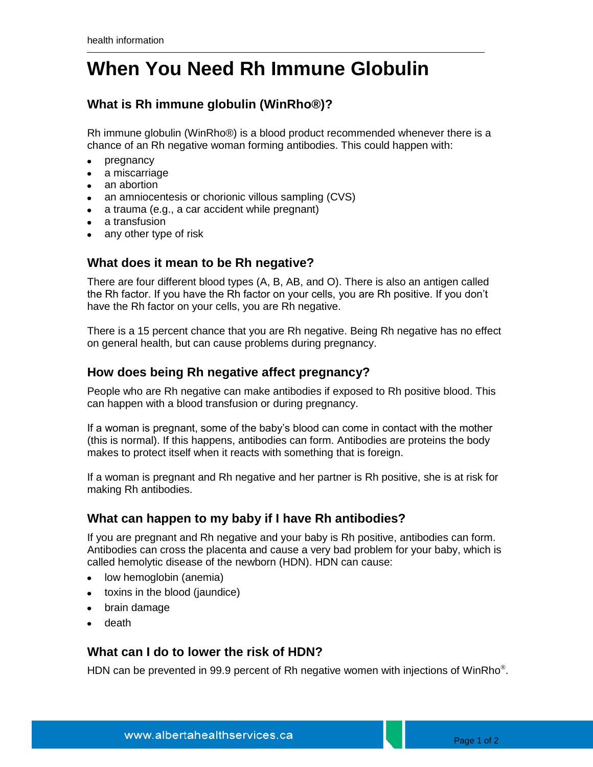# When You Need Rh Immune Globulin

## What is Rh immune globulin (WinRho®)?

Rh immune globulin (WinRho®) is a blood product recommended whenever there is a chance of an Rh negative woman forming antibodies. This could happen with:

- pregnancy
- a miscarriage
- an abortion
- an amniocentesis or chorionic villous sampling (CVS)
- a trauma (e.g., a car accident while pregnant)
- a transfusion
- any other type of risk

## What does it mean to be Rh negative?

There are four different blood types (A, B, AB, and O). There is also an antigen called the Rh factor. If you have the Rh factor on your cells, you are Rh positive. If you don't have the Rh factor on your cells, you are Rh negative.

There is a 15 percent chance that you are Rh negative. Being Rh negative has no effect on general health, but can cause problems during pregnancy.

## How does being Rh negative affect pregnancy?

People who are Rh negative can make antibodies if exposed to Rh positive blood. This can happen with a blood transfusion or during pregnancy.

If a woman is pregnant, some of the baby's blood can come in contact with the mother (this is normal). If this happens, antibodies can form. Antibodies are proteins the body makes to protect itself when it reacts with something that is foreign.

If a woman is pregnant and Rh negative and her partner is Rh positive, she is at risk for making Rh antibodies.

## What can happen to my baby if I have Rh antibodies?

If you are pregnant and Rh negative and your baby is Rh positive, antibodies can form. Antibodies can cross the placenta and cause a very bad problem for your baby, which is called hemolytic disease of the newborn (HDN). HDN can cause:

- low hemoglobin (anemia)
- toxins in the blood (jaundice)
- brain damage
- death

## What can I do to lower the risk of HDN?

HDN can be prevented in 99.9 percent of Rh negative women with injections of WinRho®.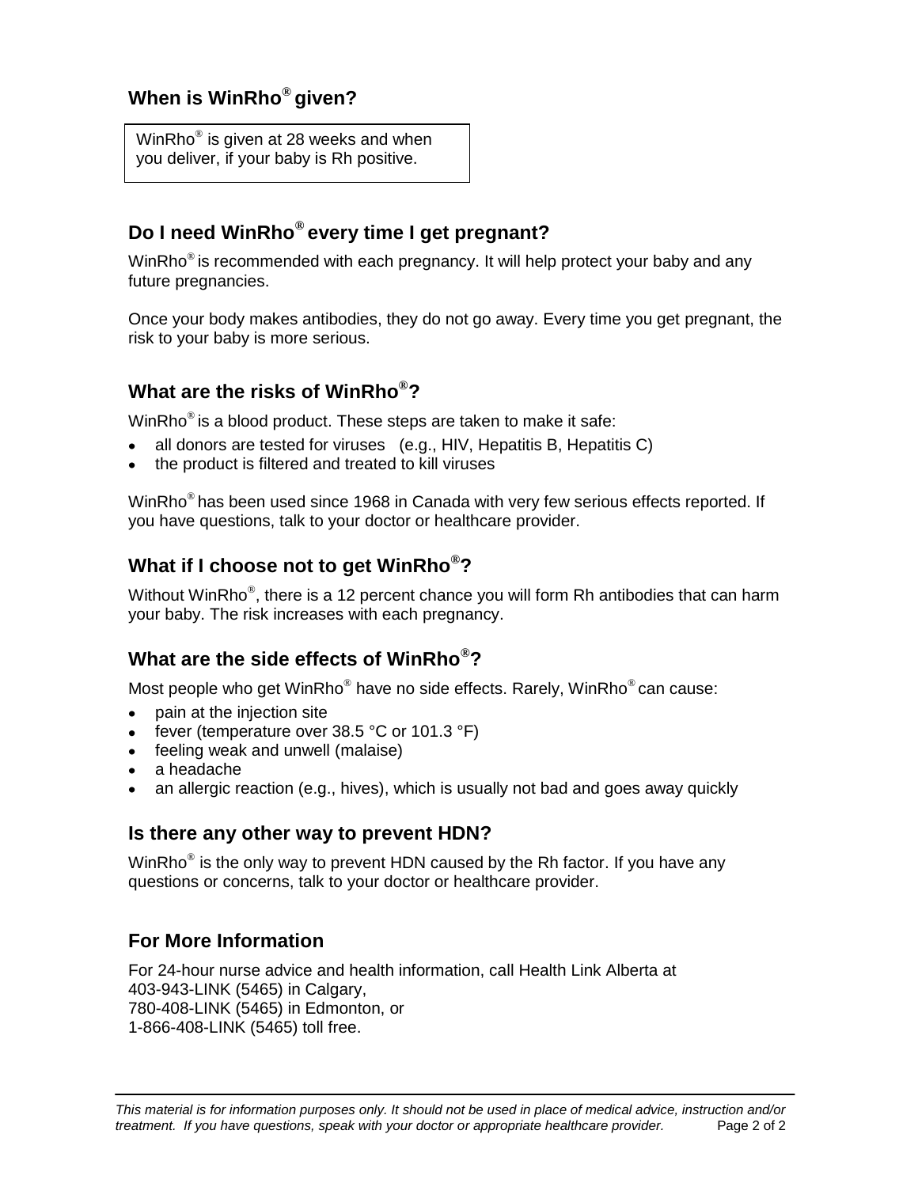## When is WinRho® given?

WinRho® is given at 28 weeks and when you deliver, if your baby is Rh positive.

## Do I need WinRho® every time I get pregnant?

WinRho® is recommended with each pregnancy. It will help protect your baby and any future pregnancies.

Once your body makes antibodies, they do not go away. Every time you get pregnant, the risk to your baby is more serious.

## What are the risks of WinRho®?

WinRho® is a blood product. These steps are taken to make it safe:

- all donors are tested for viruses (e.g., HIV, Hepatitis B, Hepatitis C)
- the product is filtered and treated to kill viruses

WinRho® has been used since 1968 in Canada with very few serious effects reported. If you have questions, talk to your doctor or healthcare provider.

## What if I choose not to get WinRho®?

Without WinRho®, there is a 12 percent chance you will form Rh antibodies that can harm your baby. The risk increases with each pregnancy.

## What are the side effects of WinRho®?

Most people who get WinRho® have no side effects. Rarely, WinRho® can cause:

- pain at the injection site
- fever (temperature over 38.5 °C or 101.3 °F)
- feeling weak and unwell (malaise)
- a headache
- an allergic reaction (e.g., hives), which is usually not bad and goes away quickly

## Is there any other way to prevent HDN?

WinRho® is the only way to prevent HDN caused by the Rh factor. If you have any questions or concerns, talk to your doctor or healthcare provider.

## For More Information

For 24-hour nurse advice and health information, call Health Link Alberta at
403-943-LINK (5465) in Calgary,
780-408-LINK (5465) in Edmonton, or
1-866-408-LINK (5465) toll free.

*This material is for information purposes only. It should not be used in place of medical advice, instruction and/or treatment. If you have questions, speak with your doctor or appropriate healthcare provider.*